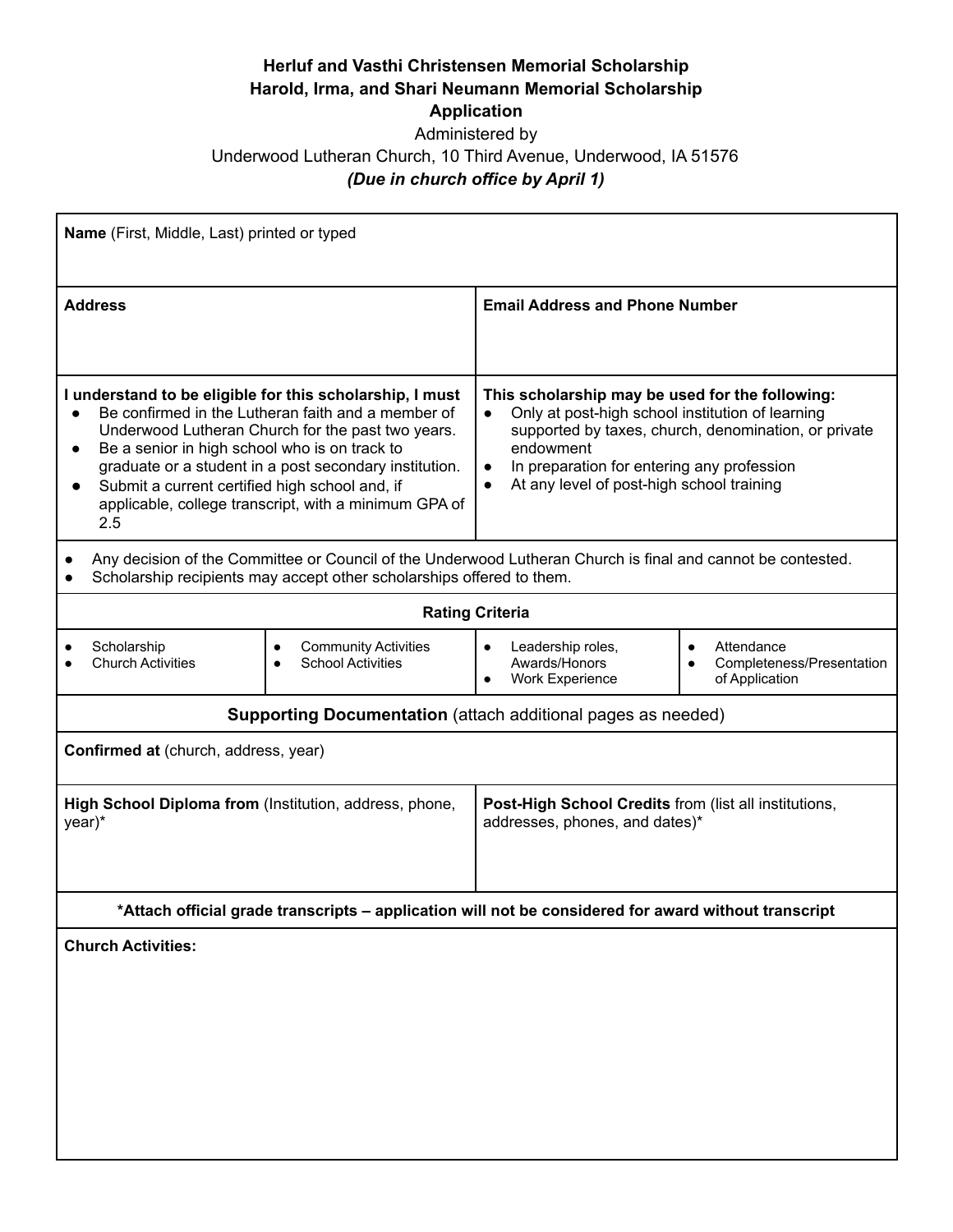# Herluf and Vasthi Christensen Memorial Scholarship
# Harold, Irma, and Shari Neumann Memorial Scholarship
# Application

Administered by

Underwood Lutheran Church, 10 Third Avenue, Underwood, IA 51576

***(Due in church office by April 1)***

**Name** (First, Middle, Last) printed or typed

| **Address** | **Email Address and Phone Number** |
|---|---|
| | |

**I understand to be eligible for this scholarship, I must**

- Be confirmed in the Lutheran faith and a member of Underwood Lutheran Church for the past two years.
- Be a senior in high school who is on track to graduate or a student in a post secondary institution.
- Submit a current certified high school and, if applicable, college transcript, with a minimum GPA of 2.5

**This scholarship may be used for the following:**

- Only at post-high school institution of learning supported by taxes, church, denomination, or private endowment
- In preparation for entering any profession
- At any level of post-high school training

---

- Any decision of the Committee or Council of the Underwood Lutheran Church is final and cannot be contested.
- Scholarship recipients may accept other scholarships offered to them.

**Rating Criteria**

| | | | |
|---|---|---|---|
| • Scholarship<br>• Church Activities | • Community Activities<br>• School Activities | • Leadership roles, Awards/Honors<br>• Work Experience | • Attendance<br>• Completeness/Presentation of Application |

**Supporting Documentation** (attach additional pages as needed)

**Confirmed at** (church, address, year)

| **High School Diploma from** (Institution, address, phone, year)* | **Post-High School Credits** from (list all institutions, addresses, phones, and dates)* |
|---|---|
| | |

**\*Attach official grade transcripts – application will not be considered for award without transcript**

**Church Activities:**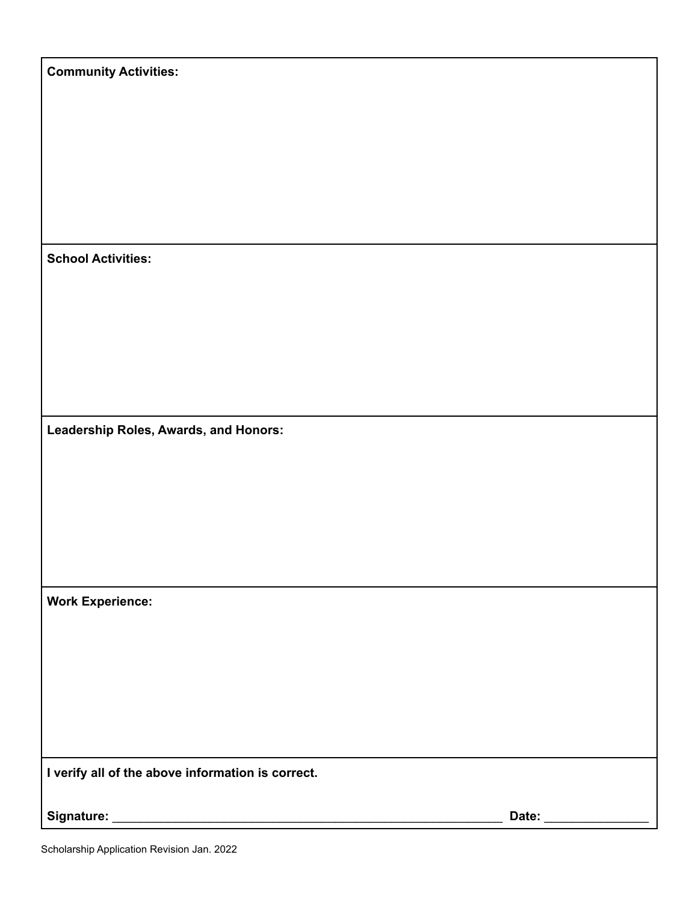**Community Activities:**

**School Activities:**

**Leadership Roles, Awards, and Honors:**

**Work Experience:**

**I verify all of the above information is correct.**

**Signature:** ___________________________________________________________ **Date:** _______________

Scholarship Application Revision Jan. 2022